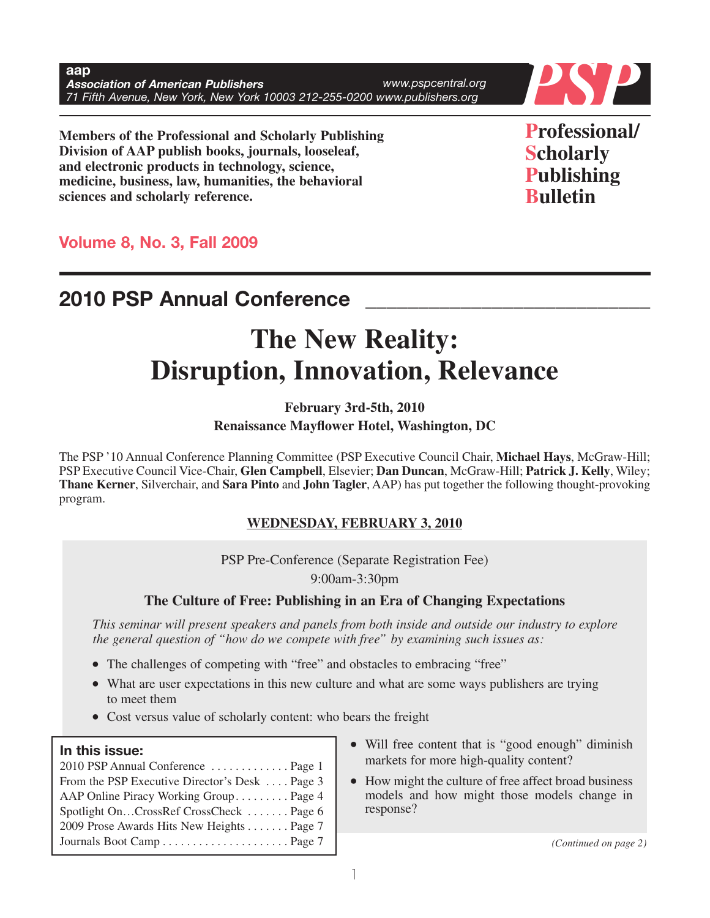**aap**
***Association of American Publishers***
*71 Fifth Avenue, New York, New York 10003 212-255-0200 www.publishers.org*
*www.pspcentral.org*

**PSP**

**Members of the Professional and Scholarly Publishing Division of AAP publish books, journals, looseleaf, and electronic products in technology, science, medicine, business, law, humanities, the behavioral sciences and scholarly reference.**

# Professional/ Scholarly Publishing Bulletin

**Volume 8, No. 3, Fall 2009**

## 2010 PSP Annual Conference

# The New Reality: Disruption, Innovation, Relevance

**February 3rd-5th, 2010**
**Renaissance Mayflower Hotel, Washington, DC**

The PSP '10 Annual Conference Planning Committee (PSP Executive Council Chair, **Michael Hays**, McGraw-Hill; PSP Executive Council Vice-Chair, **Glen Campbell**, Elsevier; **Dan Duncan**, McGraw-Hill; **Patrick J. Kelly**, Wiley; **Thane Kerner**, Silverchair, and **Sara Pinto** and **John Tagler**, AAP) has put together the following thought-provoking program.

**WEDNESDAY, FEBRUARY 3, 2010**

PSP Pre-Conference (Separate Registration Fee)

9:00am-3:30pm

**The Culture of Free: Publishing in an Era of Changing Expectations**

*This seminar will present speakers and panels from both inside and outside our industry to explore the general question of "how do we compete with free" by examining such issues as:*

- The challenges of competing with "free" and obstacles to embracing "free"
- What are user expectations in this new culture and what are some ways publishers are trying to meet them
- Cost versus value of scholarly content: who bears the freight
- Will free content that is "good enough" diminish markets for more high-quality content?
- How might the culture of free affect broad business models and how might those models change in response?

*(Continued on page 2)*

**In this issue:**

- 2010 PSP Annual Conference ............. Page 1
- From the PSP Executive Director's Desk .... Page 3
- AAP Online Piracy Working Group......... Page 4
- Spotlight On…CrossRef CrossCheck ....... Page 6
- 2009 Prose Awards Hits New Heights ....... Page 7
- Journals Boot Camp ..................... Page 7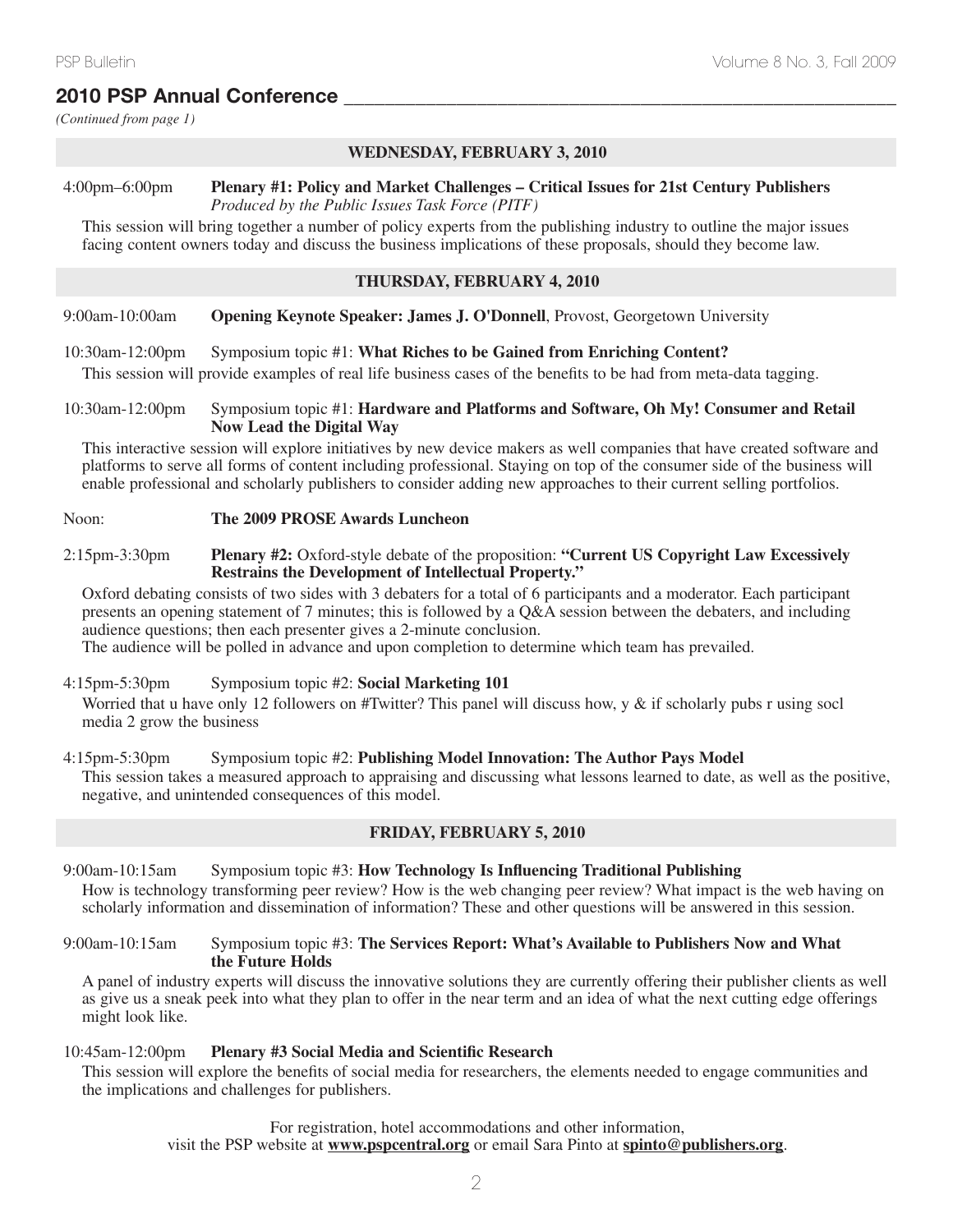## 2010 PSP Annual Conference

*(Continued from page 1)*

### WEDNESDAY, FEBRUARY 3, 2010

4:00pm–6:00pm **Plenary #1: Policy and Market Challenges – Critical Issues for 21st Century Publishers**
*Produced by the Public Issues Task Force (PITF)*

This session will bring together a number of policy experts from the publishing industry to outline the major issues facing content owners today and discuss the business implications of these proposals, should they become law.

### THURSDAY, FEBRUARY 4, 2010

9:00am-10:00am **Opening Keynote Speaker: James J. O'Donnell**, Provost, Georgetown University

10:30am-12:00pm Symposium topic #1: **What Riches to be Gained from Enriching Content?**

This session will provide examples of real life business cases of the benefits to be had from meta-data tagging.

10:30am-12:00pm Symposium topic #1: **Hardware and Platforms and Software, Oh My! Consumer and Retail Now Lead the Digital Way**

This interactive session will explore initiatives by new device makers as well companies that have created software and platforms to serve all forms of content including professional. Staying on top of the consumer side of the business will enable professional and scholarly publishers to consider adding new approaches to their current selling portfolios.

Noon: **The 2009 PROSE Awards Luncheon**

2:15pm-3:30pm **Plenary #2:** Oxford-style debate of the proposition: **"Current US Copyright Law Excessively Restrains the Development of Intellectual Property."**

Oxford debating consists of two sides with 3 debaters for a total of 6 participants and a moderator. Each participant presents an opening statement of 7 minutes; this is followed by a Q&A session between the debaters, and including audience questions; then each presenter gives a 2-minute conclusion.
The audience will be polled in advance and upon completion to determine which team has prevailed.

4:15pm-5:30pm Symposium topic #2: **Social Marketing 101**

Worried that u have only 12 followers on #Twitter? This panel will discuss how, y & if scholarly pubs r using socl media 2 grow the business

4:15pm-5:30pm Symposium topic #2: **Publishing Model Innovation: The Author Pays Model**

This session takes a measured approach to appraising and discussing what lessons learned to date, as well as the positive, negative, and unintended consequences of this model.

### FRIDAY, FEBRUARY 5, 2010

9:00am-10:15am Symposium topic #3: **How Technology Is Influencing Traditional Publishing**

How is technology transforming peer review? How is the web changing peer review? What impact is the web having on scholarly information and dissemination of information? These and other questions will be answered in this session.

9:00am-10:15am Symposium topic #3: **The Services Report: What's Available to Publishers Now and What the Future Holds**

A panel of industry experts will discuss the innovative solutions they are currently offering their publisher clients as well as give us a sneak peek into what they plan to offer in the near term and an idea of what the next cutting edge offerings might look like.

10:45am-12:00pm **Plenary #3 Social Media and Scientific Research**

This session will explore the benefits of social media for researchers, the elements needed to engage communities and the implications and challenges for publishers.

For registration, hotel accommodations and other information,
visit the PSP website at **www.pspcentral.org** or email Sara Pinto at **spinto@publishers.org**.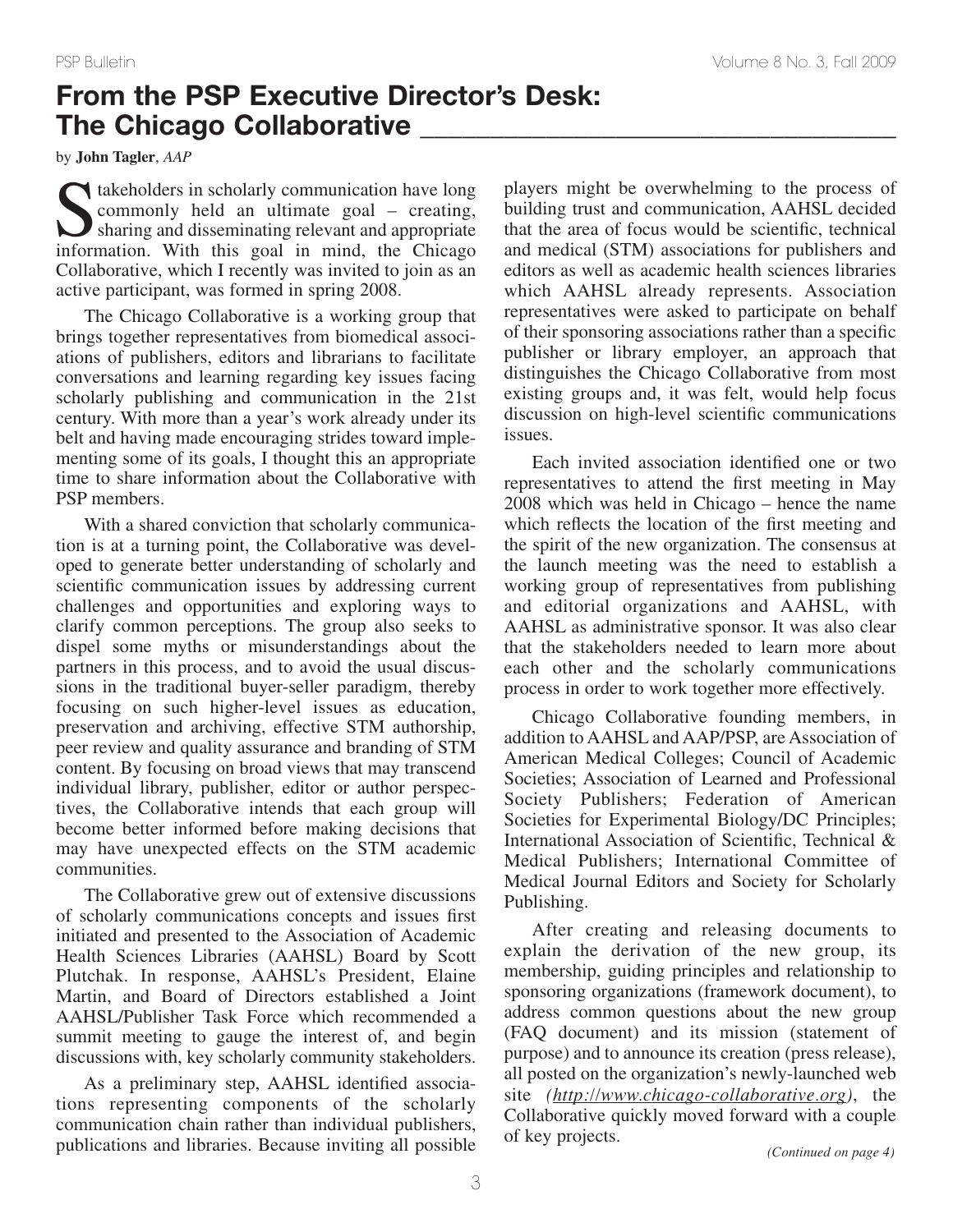# From the PSP Executive Director's Desk: The Chicago Collaborative

by **John Tagler**, *AAP*

Stakeholders in scholarly communication have long commonly held an ultimate goal – creating, sharing and disseminating relevant and appropriate information. With this goal in mind, the Chicago Collaborative, which I recently was invited to join as an active participant, was formed in spring 2008.

The Chicago Collaborative is a working group that brings together representatives from biomedical associations of publishers, editors and librarians to facilitate conversations and learning regarding key issues facing scholarly publishing and communication in the 21st century. With more than a year's work already under its belt and having made encouraging strides toward implementing some of its goals, I thought this an appropriate time to share information about the Collaborative with PSP members.

With a shared conviction that scholarly communication is at a turning point, the Collaborative was developed to generate better understanding of scholarly and scientific communication issues by addressing current challenges and opportunities and exploring ways to clarify common perceptions. The group also seeks to dispel some myths or misunderstandings about the partners in this process, and to avoid the usual discussions in the traditional buyer-seller paradigm, thereby focusing on such higher-level issues as education, preservation and archiving, effective STM authorship, peer review and quality assurance and branding of STM content. By focusing on broad views that may transcend individual library, publisher, editor or author perspectives, the Collaborative intends that each group will become better informed before making decisions that may have unexpected effects on the STM academic communities.

The Collaborative grew out of extensive discussions of scholarly communications concepts and issues first initiated and presented to the Association of Academic Health Sciences Libraries (AAHSL) Board by Scott Plutchak. In response, AAHSL's President, Elaine Martin, and Board of Directors established a Joint AAHSL/Publisher Task Force which recommended a summit meeting to gauge the interest of, and begin discussions with, key scholarly community stakeholders.

As a preliminary step, AAHSL identified associations representing components of the scholarly communication chain rather than individual publishers, publications and libraries. Because inviting all possible players might be overwhelming to the process of building trust and communication, AAHSL decided that the area of focus would be scientific, technical and medical (STM) associations for publishers and editors as well as academic health sciences libraries which AAHSL already represents. Association representatives were asked to participate on behalf of their sponsoring associations rather than a specific publisher or library employer, an approach that distinguishes the Chicago Collaborative from most existing groups and, it was felt, would help focus discussion on high-level scientific communications issues.

Each invited association identified one or two representatives to attend the first meeting in May 2008 which was held in Chicago – hence the name which reflects the location of the first meeting and the spirit of the new organization. The consensus at the launch meeting was the need to establish a working group of representatives from publishing and editorial organizations and AAHSL, with AAHSL as administrative sponsor. It was also clear that the stakeholders needed to learn more about each other and the scholarly communications process in order to work together more effectively.

Chicago Collaborative founding members, in addition to AAHSL and AAP/PSP, are Association of American Medical Colleges; Council of Academic Societies; Association of Learned and Professional Society Publishers; Federation of American Societies for Experimental Biology/DC Principles; International Association of Scientific, Technical & Medical Publishers; International Committee of Medical Journal Editors and Society for Scholarly Publishing.

After creating and releasing documents to explain the derivation of the new group, its membership, guiding principles and relationship to sponsoring organizations (framework document), to address common questions about the new group (FAQ document) and its mission (statement of purpose) and to announce its creation (press release), all posted on the organization's newly-launched web site *(http://www.chicago-collaborative.org)*, the Collaborative quickly moved forward with a couple of key projects.

*(Continued on page 4)*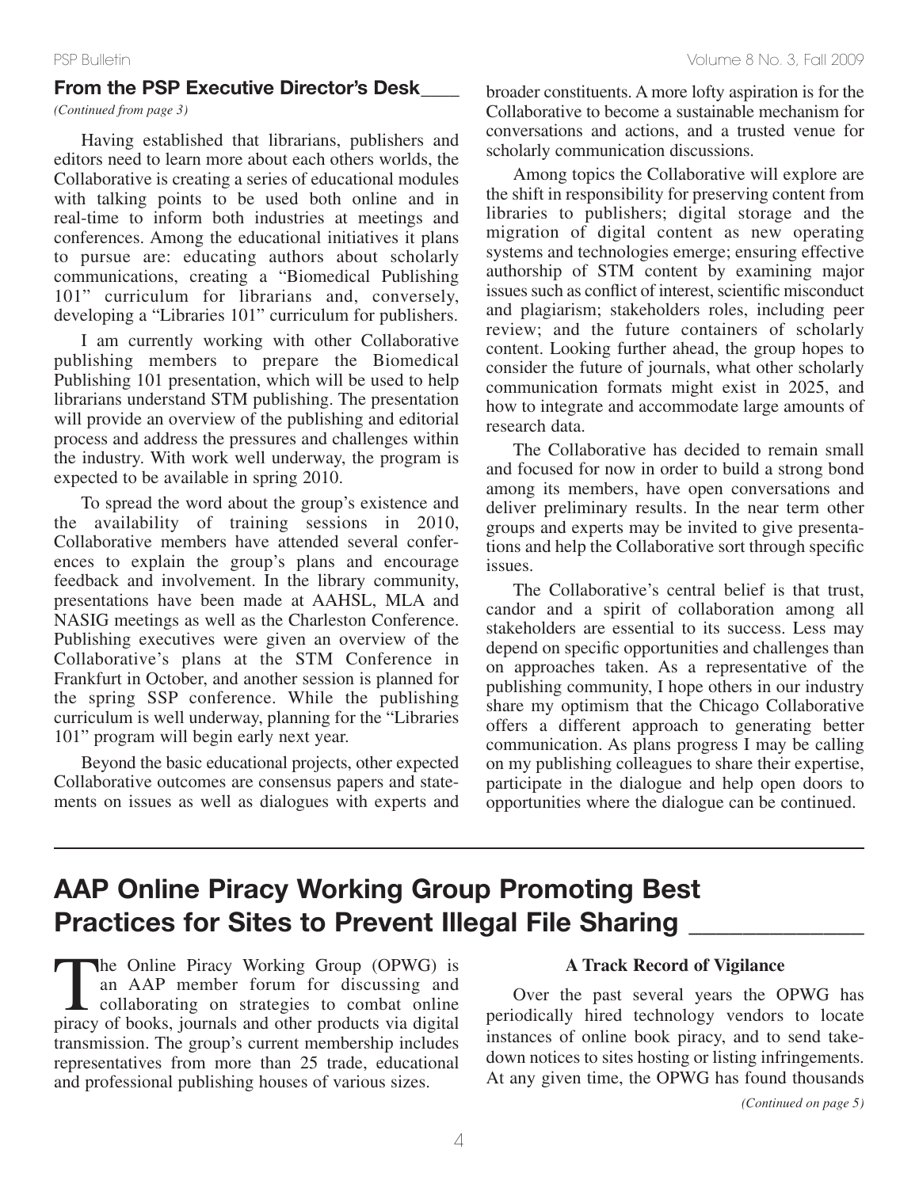## From the PSP Executive Director's Desk

*(Continued from page 3)*

Having established that librarians, publishers and editors need to learn more about each others worlds, the Collaborative is creating a series of educational modules with talking points to be used both online and in real-time to inform both industries at meetings and conferences. Among the educational initiatives it plans to pursue are: educating authors about scholarly communications, creating a "Biomedical Publishing 101" curriculum for librarians and, conversely, developing a "Libraries 101" curriculum for publishers.

I am currently working with other Collaborative publishing members to prepare the Biomedical Publishing 101 presentation, which will be used to help librarians understand STM publishing. The presentation will provide an overview of the publishing and editorial process and address the pressures and challenges within the industry. With work well underway, the program is expected to be available in spring 2010.

To spread the word about the group's existence and the availability of training sessions in 2010, Collaborative members have attended several conferences to explain the group's plans and encourage feedback and involvement. In the library community, presentations have been made at AAHSL, MLA and NASIG meetings as well as the Charleston Conference. Publishing executives were given an overview of the Collaborative's plans at the STM Conference in Frankfurt in October, and another session is planned for the spring SSP conference. While the publishing curriculum is well underway, planning for the "Libraries 101" program will begin early next year.

Beyond the basic educational projects, other expected Collaborative outcomes are consensus papers and statements on issues as well as dialogues with experts and broader constituents. A more lofty aspiration is for the Collaborative to become a sustainable mechanism for conversations and actions, and a trusted venue for scholarly communication discussions.

Among topics the Collaborative will explore are the shift in responsibility for preserving content from libraries to publishers; digital storage and the migration of digital content as new operating systems and technologies emerge; ensuring effective authorship of STM content by examining major issues such as conflict of interest, scientific misconduct and plagiarism; stakeholders roles, including peer review; and the future containers of scholarly content. Looking further ahead, the group hopes to consider the future of journals, what other scholarly communication formats might exist in 2025, and how to integrate and accommodate large amounts of research data.

The Collaborative has decided to remain small and focused for now in order to build a strong bond among its members, have open conversations and deliver preliminary results. In the near term other groups and experts may be invited to give presentations and help the Collaborative sort through specific issues.

The Collaborative's central belief is that trust, candor and a spirit of collaboration among all stakeholders are essential to its success. Less may depend on specific opportunities and challenges than on approaches taken. As a representative of the publishing community, I hope others in our industry share my optimism that the Chicago Collaborative offers a different approach to generating better communication. As plans progress I may be calling on my publishing colleagues to share their expertise, participate in the dialogue and help open doors to opportunities where the dialogue can be continued.

## AAP Online Piracy Working Group Promoting Best Practices for Sites to Prevent Illegal File Sharing

The Online Piracy Working Group (OPWG) is an AAP member forum for discussing and collaborating on strategies to combat online piracy of books, journals and other products via digital transmission. The group's current membership includes representatives from more than 25 trade, educational and professional publishing houses of various sizes.

### A Track Record of Vigilance

Over the past several years the OPWG has periodically hired technology vendors to locate instances of online book piracy, and to send takedown notices to sites hosting or listing infringements. At any given time, the OPWG has found thousands

*(Continued on page 5)*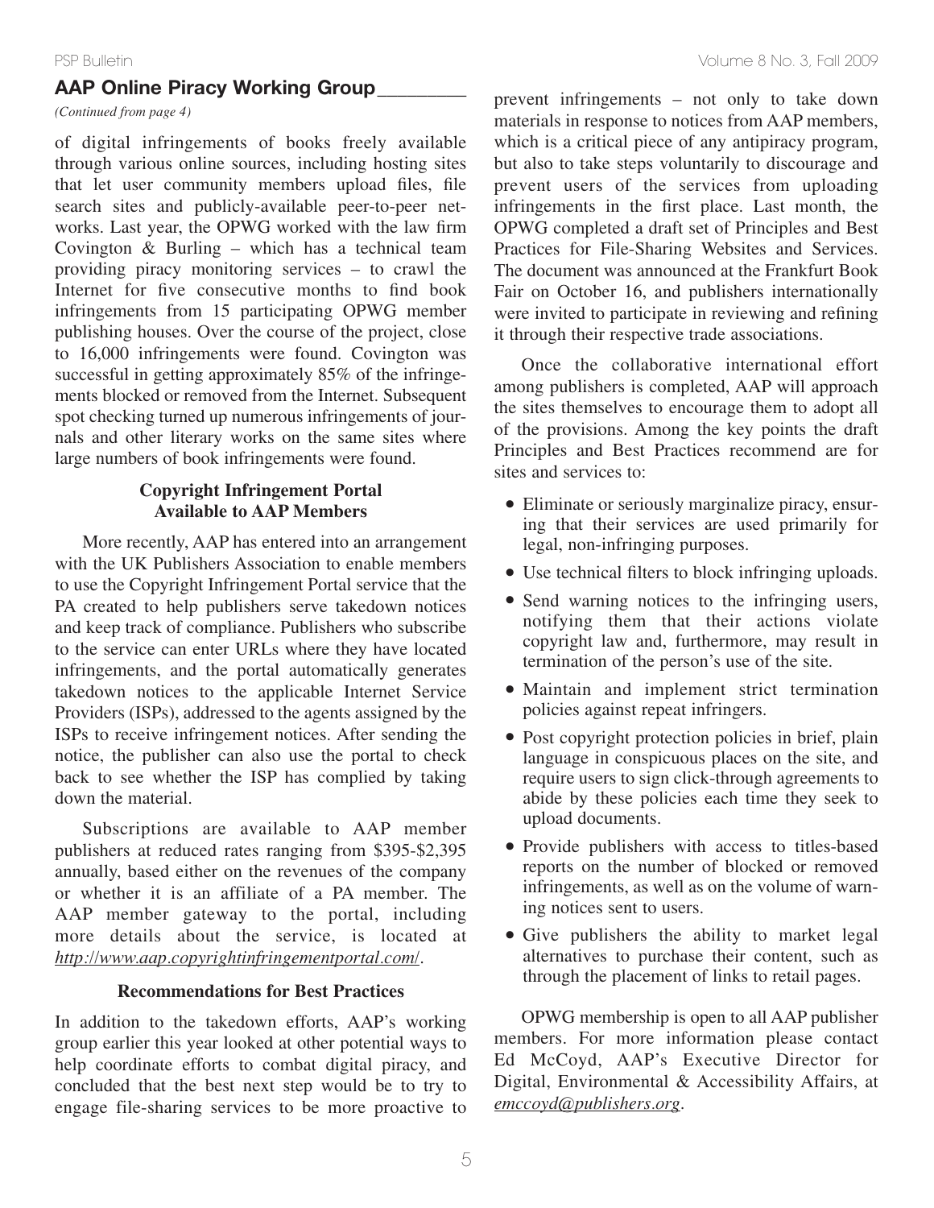## AAP Online Piracy Working Group

*(Continued from page 4)*

of digital infringements of books freely available through various online sources, including hosting sites that let user community members upload files, file search sites and publicly-available peer-to-peer networks. Last year, the OPWG worked with the law firm Covington & Burling – which has a technical team providing piracy monitoring services – to crawl the Internet for five consecutive months to find book infringements from 15 participating OPWG member publishing houses. Over the course of the project, close to 16,000 infringements were found. Covington was successful in getting approximately 85% of the infringements blocked or removed from the Internet. Subsequent spot checking turned up numerous infringements of journals and other literary works on the same sites where large numbers of book infringements were found.

### Copyright Infringement Portal Available to AAP Members

More recently, AAP has entered into an arrangement with the UK Publishers Association to enable members to use the Copyright Infringement Portal service that the PA created to help publishers serve takedown notices and keep track of compliance. Publishers who subscribe to the service can enter URLs where they have located infringements, and the portal automatically generates takedown notices to the applicable Internet Service Providers (ISPs), addressed to the agents assigned by the ISPs to receive infringement notices. After sending the notice, the publisher can also use the portal to check back to see whether the ISP has complied by taking down the material.

Subscriptions are available to AAP member publishers at reduced rates ranging from $395-$2,395 annually, based either on the revenues of the company or whether it is an affiliate of a PA member. The AAP member gateway to the portal, including more details about the service, is located at *http://www.aap.copyrightinfringementportal.com/*.

### Recommendations for Best Practices

In addition to the takedown efforts, AAP's working group earlier this year looked at other potential ways to help coordinate efforts to combat digital piracy, and concluded that the best next step would be to try to engage file-sharing services to be more proactive to prevent infringements – not only to take down materials in response to notices from AAP members, which is a critical piece of any antipiracy program, but also to take steps voluntarily to discourage and prevent users of the services from uploading infringements in the first place. Last month, the OPWG completed a draft set of Principles and Best Practices for File-Sharing Websites and Services. The document was announced at the Frankfurt Book Fair on October 16, and publishers internationally were invited to participate in reviewing and refining it through their respective trade associations.

Once the collaborative international effort among publishers is completed, AAP will approach the sites themselves to encourage them to adopt all of the provisions. Among the key points the draft Principles and Best Practices recommend are for sites and services to:

- Eliminate or seriously marginalize piracy, ensuring that their services are used primarily for legal, non-infringing purposes.
- Use technical filters to block infringing uploads.
- Send warning notices to the infringing users, notifying them that their actions violate copyright law and, furthermore, may result in termination of the person's use of the site.
- Maintain and implement strict termination policies against repeat infringers.
- Post copyright protection policies in brief, plain language in conspicuous places on the site, and require users to sign click-through agreements to abide by these policies each time they seek to upload documents.
- Provide publishers with access to titles-based reports on the number of blocked or removed infringements, as well as on the volume of warning notices sent to users.
- Give publishers the ability to market legal alternatives to purchase their content, such as through the placement of links to retail pages.

OPWG membership is open to all AAP publisher members. For more information please contact Ed McCoyd, AAP's Executive Director for Digital, Environmental & Accessibility Affairs, at *emccoyd@publishers.org*.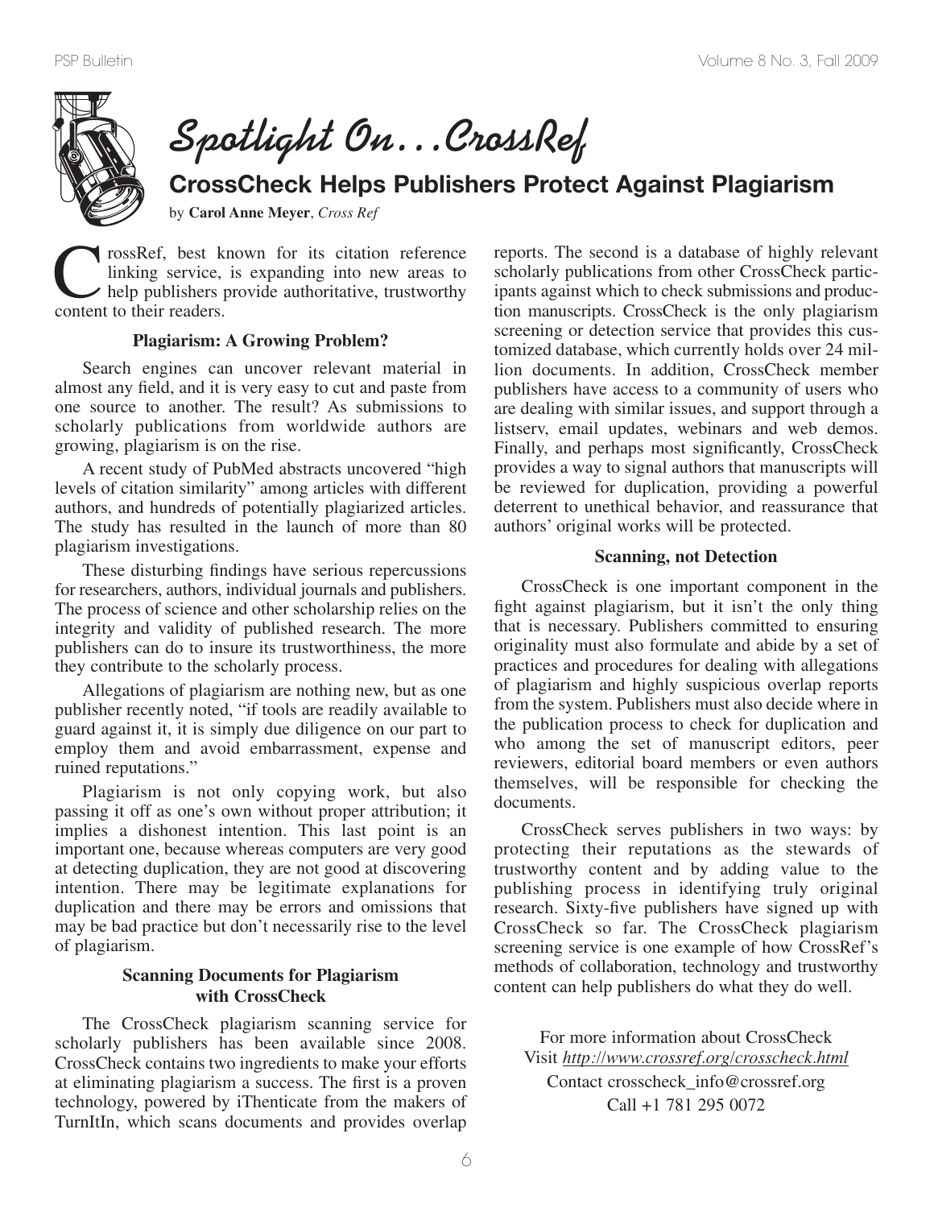# Spotlight On…CrossRef

## CrossCheck Helps Publishers Protect Against Plagiarism

by **Carol Anne Meyer**, *Cross Ref*

CrossRef, best known for its citation reference linking service, is expanding into new areas to help publishers provide authoritative, trustworthy content to their readers.

### Plagiarism: A Growing Problem?

Search engines can uncover relevant material in almost any field, and it is very easy to cut and paste from one source to another. The result? As submissions to scholarly publications from worldwide authors are growing, plagiarism is on the rise.

A recent study of PubMed abstracts uncovered "high levels of citation similarity" among articles with different authors, and hundreds of potentially plagiarized articles. The study has resulted in the launch of more than 80 plagiarism investigations.

These disturbing findings have serious repercussions for researchers, authors, individual journals and publishers. The process of science and other scholarship relies on the integrity and validity of published research. The more publishers can do to insure its trustworthiness, the more they contribute to the scholarly process.

Allegations of plagiarism are nothing new, but as one publisher recently noted, "if tools are readily available to guard against it, it is simply due diligence on our part to employ them and avoid embarrassment, expense and ruined reputations."

Plagiarism is not only copying work, but also passing it off as one's own without proper attribution; it implies a dishonest intention. This last point is an important one, because whereas computers are very good at detecting duplication, they are not good at discovering intention. There may be legitimate explanations for duplication and there may be errors and omissions that may be bad practice but don't necessarily rise to the level of plagiarism.

### Scanning Documents for Plagiarism with CrossCheck

The CrossCheck plagiarism scanning service for scholarly publishers has been available since 2008. CrossCheck contains two ingredients to make your efforts at eliminating plagiarism a success. The first is a proven technology, powered by iThenticate from the makers of TurnItIn, which scans documents and provides overlap reports. The second is a database of highly relevant scholarly publications from other CrossCheck participants against which to check submissions and production manuscripts. CrossCheck is the only plagiarism screening or detection service that provides this customized database, which currently holds over 24 million documents. In addition, CrossCheck member publishers have access to a community of users who are dealing with similar issues, and support through a listserv, email updates, webinars and web demos. Finally, and perhaps most significantly, CrossCheck provides a way to signal authors that manuscripts will be reviewed for duplication, providing a powerful deterrent to unethical behavior, and reassurance that authors' original works will be protected.

### Scanning, not Detection

CrossCheck is one important component in the fight against plagiarism, but it isn't the only thing that is necessary. Publishers committed to ensuring originality must also formulate and abide by a set of practices and procedures for dealing with allegations of plagiarism and highly suspicious overlap reports from the system. Publishers must also decide where in the publication process to check for duplication and who among the set of manuscript editors, peer reviewers, editorial board members or even authors themselves, will be responsible for checking the documents.

CrossCheck serves publishers in two ways: by protecting their reputations as the stewards of trustworthy content and by adding value to the publishing process in identifying truly original research. Sixty-five publishers have signed up with CrossCheck so far. The CrossCheck plagiarism screening service is one example of how CrossRef's methods of collaboration, technology and trustworthy content can help publishers do what they do well.

For more information about CrossCheck
Visit *http://www.crossref.org/crosscheck.html*
Contact crosscheck_info@crossref.org
Call +1 781 295 0072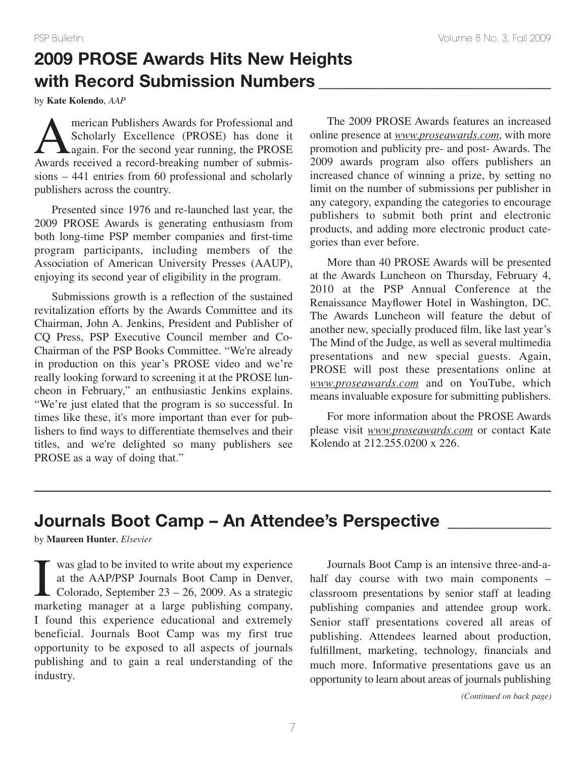## 2009 PROSE Awards Hits New Heights with Record Submission Numbers

by **Kate Kolendo**, *AAP*

American Publishers Awards for Professional and Scholarly Excellence (PROSE) has done it again. For the second year running, the PROSE Awards received a record-breaking number of submissions – 441 entries from 60 professional and scholarly publishers across the country.

Presented since 1976 and re-launched last year, the 2009 PROSE Awards is generating enthusiasm from both long-time PSP member companies and first-time program participants, including members of the Association of American University Presses (AAUP), enjoying its second year of eligibility in the program.

Submissions growth is a reflection of the sustained revitalization efforts by the Awards Committee and its Chairman, John A. Jenkins, President and Publisher of CQ Press, PSP Executive Council member and Co-Chairman of the PSP Books Committee. "We're already in production on this year's PROSE video and we're really looking forward to screening it at the PROSE luncheon in February," an enthusiastic Jenkins explains. "We're just elated that the program is so successful. In times like these, it's more important than ever for publishers to find ways to differentiate themselves and their titles, and we're delighted so many publishers see PROSE as a way of doing that."

The 2009 PROSE Awards features an increased online presence at *www.proseawards.com*, with more promotion and publicity pre- and post- Awards. The 2009 awards program also offers publishers an increased chance of winning a prize, by setting no limit on the number of submissions per publisher in any category, expanding the categories to encourage publishers to submit both print and electronic products, and adding more electronic product categories than ever before.

More than 40 PROSE Awards will be presented at the Awards Luncheon on Thursday, February 4, 2010 at the PSP Annual Conference at the Renaissance Mayflower Hotel in Washington, DC. The Awards Luncheon will feature the debut of another new, specially produced film, like last year's The Mind of the Judge, as well as several multimedia presentations and new special guests. Again, PROSE will post these presentations online at *www.proseawards.com* and on YouTube, which means invaluable exposure for submitting publishers.

For more information about the PROSE Awards please visit *www.proseawards.com* or contact Kate Kolendo at 212.255.0200 x 226.

## Journals Boot Camp – An Attendee's Perspective

by **Maureen Hunter**, *Elsevier*

I was glad to be invited to write about my experience at the AAP/PSP Journals Boot Camp in Denver, Colorado, September 23 – 26, 2009. As a strategic marketing manager at a large publishing company, I found this experience educational and extremely beneficial. Journals Boot Camp was my first true opportunity to be exposed to all aspects of journals publishing and to gain a real understanding of the industry.

Journals Boot Camp is an intensive three-and-a-half day course with two main components – classroom presentations by senior staff at leading publishing companies and attendee group work. Senior staff presentations covered all areas of publishing. Attendees learned about production, fulfillment, marketing, technology, financials and much more. Informative presentations gave us an opportunity to learn about areas of journals publishing

*(Continued on back page)*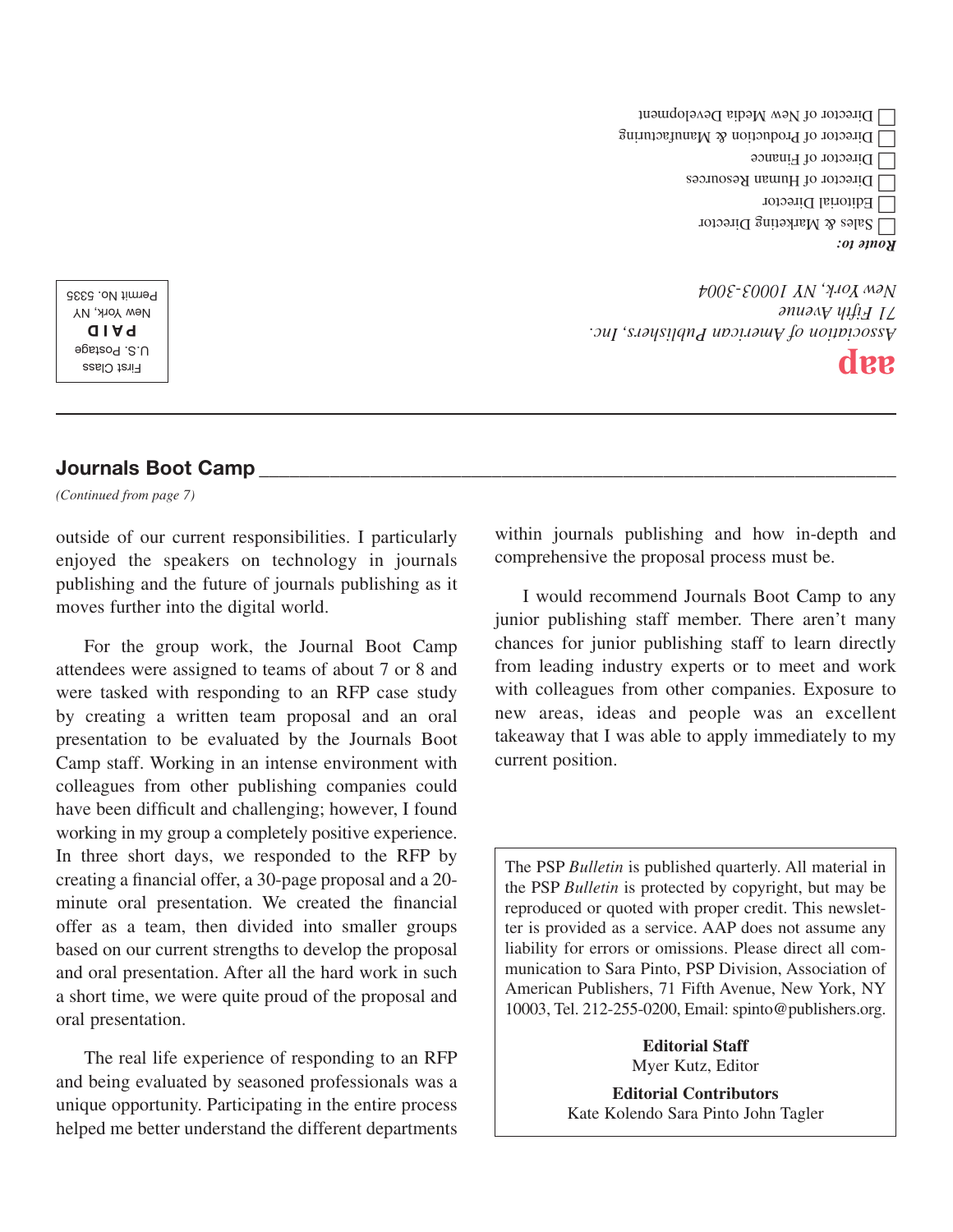aap

*Association of American Publishers, Inc.*
*71 Fifth Avenue*
*New York, NY 10003-3004*

***Route to:***

- ☐ Sales & Marketing Director
- ☐ Editorial Director
- ☐ Director of Human Resources
- ☐ Director of Finance
- ☐ Director of Production & Manufacturing
- ☐ Director of New Media Development

First Class
U.S. Postage
**PAID**
New York, NY
Permit No. 5335

## Journals Boot Camp

*(Continued from page 7)*

outside of our current responsibilities. I particularly enjoyed the speakers on technology in journals publishing and the future of journals publishing as it moves further into the digital world.

For the group work, the Journal Boot Camp attendees were assigned to teams of about 7 or 8 and were tasked with responding to an RFP case study by creating a written team proposal and an oral presentation to be evaluated by the Journals Boot Camp staff. Working in an intense environment with colleagues from other publishing companies could have been difficult and challenging; however, I found working in my group a completely positive experience. In three short days, we responded to the RFP by creating a financial offer, a 30-page proposal and a 20-minute oral presentation. We created the financial offer as a team, then divided into smaller groups based on our current strengths to develop the proposal and oral presentation. After all the hard work in such a short time, we were quite proud of the proposal and oral presentation.

The real life experience of responding to an RFP and being evaluated by seasoned professionals was a unique opportunity. Participating in the entire process helped me better understand the different departments within journals publishing and how in-depth and comprehensive the proposal process must be.

I would recommend Journals Boot Camp to any junior publishing staff member. There aren't many chances for junior publishing staff to learn directly from leading industry experts or to meet and work with colleagues from other companies. Exposure to new areas, ideas and people was an excellent takeaway that I was able to apply immediately to my current position.

The PSP *Bulletin* is published quarterly. All material in the PSP *Bulletin* is protected by copyright, but may be reproduced or quoted with proper credit. This newsletter is provided as a service. AAP does not assume any liability for errors or omissions. Please direct all communication to Sara Pinto, PSP Division, Association of American Publishers, 71 Fifth Avenue, New York, NY 10003, Tel. 212-255-0200, Email: spinto@publishers.org.

**Editorial Staff**
Myer Kutz, Editor

**Editorial Contributors**
Kate Kolendo Sara Pinto John Tagler